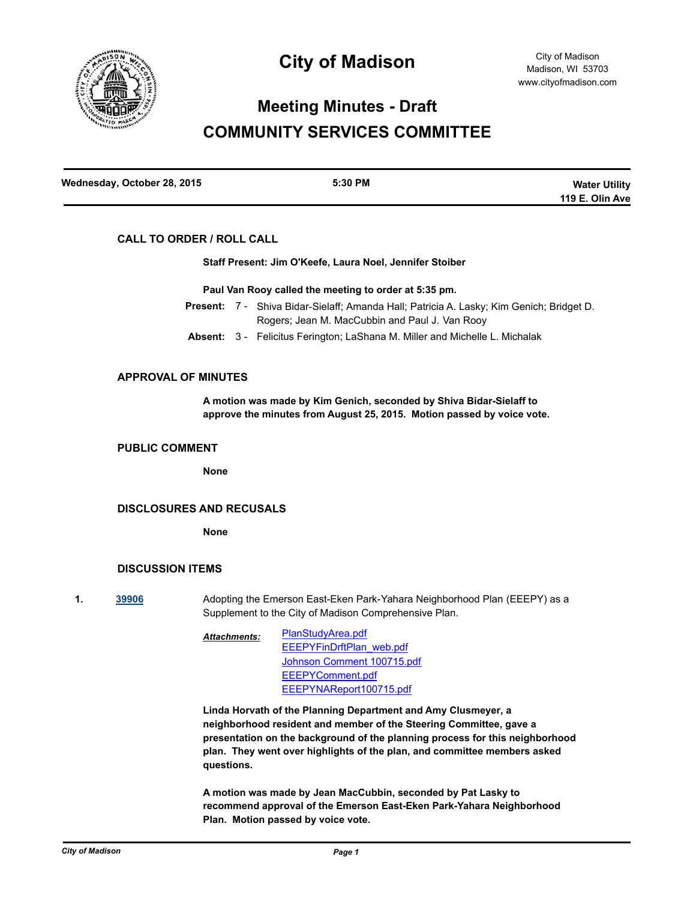# City of Madison

City of Madison
Madison, WI 53703
www.cityofmadison.com

## Meeting Minues - Draft

## COMMUNITY SERVICES COMMITTEE

| Wednesday, October 28, 2015 | 5:30 PM | Water Utility<br>119 E. Olin Ave |
|---|---|---|

### CALL TO ORDER / ROLL CALL

**Staff Present: Jim O'Keefe, Laura Noel, Jennifer Stoiber**

**Paul Van Rooy called the meeting to order at 5:35 pm.**

**Present:** 7 - Shiva Bidar-Sielaff; Amanda Hall; Patricia A. Lasky; Kim Genich; Bridget D. Rogers; Jean M. MacCubbin and Paul J. Van Rooy

**Absent:** 3 - Felicitus Ferington; LaShana M. Miller and Michelle L. Michalak

### APPROVAL OF MINUTES

**A motion was made by Kim Genich, seconded by Shiva Bidar-Sielaff to approve the minutes from August 25, 2015. Motion passed by voice vote.**

### PUBLIC COMMENT

**None**

### DISCLOSURES AND RECUSALS

**None**

### DISCUSSION ITEMS

**1.** [39906] Adopting the Emerson East-Eken Park-Yahara Neighborhood Plan (EEEPY) as a Supplement to the City of Madison Comprehensive Plan.

***Attachments:*** PlanStudyArea.pdf
EEEPYFinDrftPlan_web.pdf
Johnson Comment 100715.pdf
EEEPYComment.pdf
EEEPYNAReport100715.pdf

**Linda Horvath of the Planning Department and Amy Clusmeyer, a neighborhood resident and member of the Steering Committee, gave a presentation on the background of the planning process for this neighborhood plan. They went over highlights of the plan, and committee members asked questions.**

**A motion was made by Jean MacCubbin, seconded by Pat Lasky to recommend approval of the Emerson East-Eken Park-Yahara Neighborhood Plan. Motion passed by voice vote.**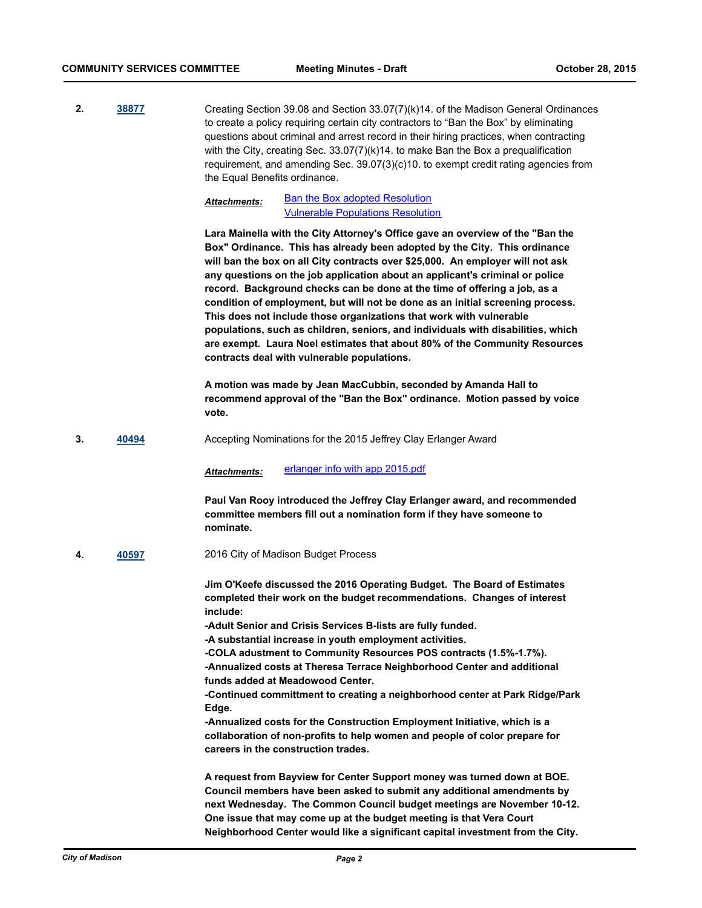**2.** **38877** Creating Section 39.08 and Section 33.07(7)(k)14. of the Madison General Ordinances to create a policy requiring certain city contractors to "Ban the Box" by eliminating questions about criminal and arrest record in their hiring practices, when contracting with the City, creating Sec. 33.07(7)(k)14. to make Ban the Box a prequalification requirement, and amending Sec. 39.07(3)(c)10. to exempt credit rating agencies from the Equal Benefits ordinance.

***Attachments:*** Ban the Box adopted Resolution
Vulnerable Populations Resolution

**Lara Mainella with the City Attorney's Office gave an overview of the "Ban the Box" Ordinance. This has already been adopted by the City. This ordinance will ban the box on all City contracts over $25,000. An employer will not ask any questions on the job application about an applicant's criminal or police record. Background checks can be done at the time of offering a job, as a condition of employment, but will not be done as an initial screening process. This does not include those organizations that work with vulnerable populations, such as children, seniors, and individuals with disabilities, which are exempt. Laura Noel estimates that about 80% of the Community Resources contracts deal with vulnerable populations.**

**A motion was made by Jean MacCubbin, seconded by Amanda Hall to recommend approval of the "Ban the Box" ordinance. Motion passed by voice vote.**

**3.** **40494** Accepting Nominations for the 2015 Jeffrey Clay Erlanger Award

***Attachments:*** erlanger info with app 2015.pdf

**Paul Van Rooy introduced the Jeffrey Clay Erlanger award, and recommended committee members fill out a nomination form if they have someone to nominate.**

**4.** **40597** 2016 City of Madison Budget Process

**Jim O'Keefe discussed the 2016 Operating Budget. The Board of Estimates completed their work on the budget recommendations. Changes of interest include:**
**-Adult Senior and Crisis Services B-lists are fully funded.**
**-A substantial increase in youth employment activities.**
**-COLA adustment to Community Resources POS contracts (1.5%-1.7%).**
**-Annualized costs at Theresa Terrace Neighborhood Center and additional funds added at Meadowood Center.**
**-Continued committment to creating a neighborhood center at Park Ridge/Park Edge.**
**-Annualized costs for the Construction Employment Initiative, which is a collaboration of non-profits to help women and people of color prepare for careers in the construction trades.**

**A request from Bayview for Center Support money was turned down at BOE. Council members have been asked to submit any additional amendments by next Wednesday. The Common Council budget meetings are November 10-12. One issue that may come up at the budget meeting is that Vera Court Neighborhood Center would like a significant capital investment from the City.**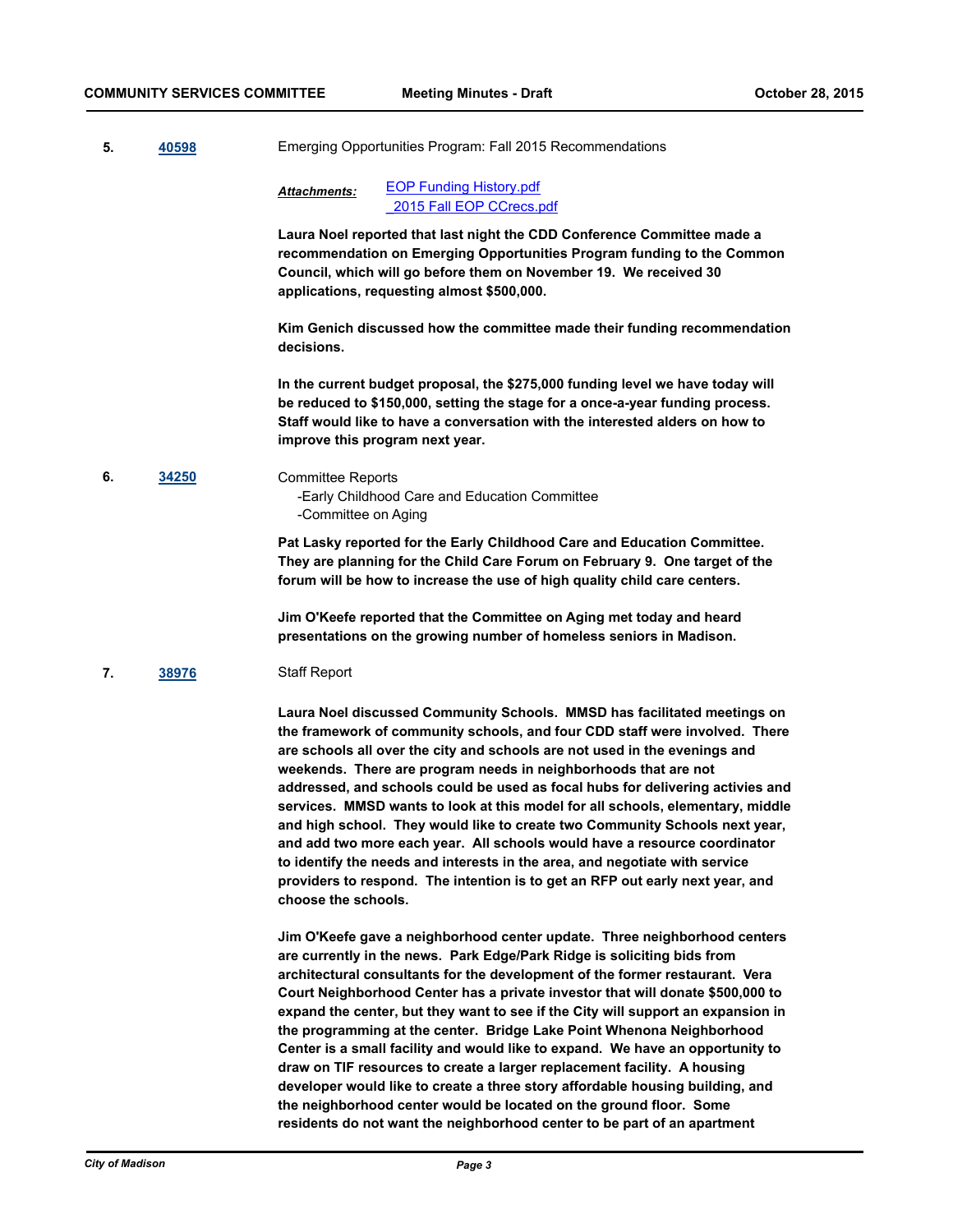**5.** **40598** Emerging Opportunities Program: Fall 2015 Recommendations

***Attachments:*** EOP Funding History.pdf
_2015 Fall EOP CCrecs.pdf

**Laura Noel reported that last night the CDD Conference Committee made a recommendation on Emerging Opportunities Program funding to the Common Council, which will go before them on November 19. We received 30 applications, requesting almost $500,000.**

**Kim Genich discussed how the committee made their funding recommendation decisions.**

**In the current budget proposal, the $275,000 funding level we have today will be reduced to $150,000, setting the stage for a once-a-year funding process. Staff would like to have a conversation with the interested alders on how to improve this program next year.**

**6.** **34250** Committee Reports
-Early Childhood Care and Education Committee
-Committee on Aging

**Pat Lasky reported for the Early Childhood Care and Education Committee. They are planning for the Child Care Forum on February 9. One target of the forum will be how to increase the use of high quality child care centers.**

**Jim O'Keefe reported that the Committee on Aging met today and heard presentations on the growing number of homeless seniors in Madison.**

**7.** **38976** Staff Report

**Laura Noel discussed Community Schools. MMSD has facilitated meetings on the framework of community schools, and four CDD staff were involved. There are schools all over the city and schools are not used in the evenings and weekends. There are program needs in neighborhoods that are not addressed, and schools could be used as focal hubs for delivering activies and services. MMSD wants to look at this model for all schools, elementary, middle and high school. They would like to create two Community Schools next year, and add two more each year. All schools would have a resource coordinator to identify the needs and interests in the area, and negotiate with service providers to respond. The intention is to get an RFP out early next year, and choose the schools.**

**Jim O'Keefe gave a neighborhood center update. Three neighborhood centers are currently in the news. Park Edge/Park Ridge is soliciting bids from architectural consultants for the development of the former restaurant. Vera Court Neighborhood Center has a private investor that will donate $500,000 to expand the center, but they want to see if the City will support an expansion in the programming at the center. Bridge Lake Point Whenona Neighborhood Center is a small facility and would like to expand. We have an opportunity to draw on TIF resources to create a larger replacement facility. A housing developer would like to create a three story affordable housing building, and the neighborhood center would be located on the ground floor. Some residents do not want the neighborhood center to be part of an apartment**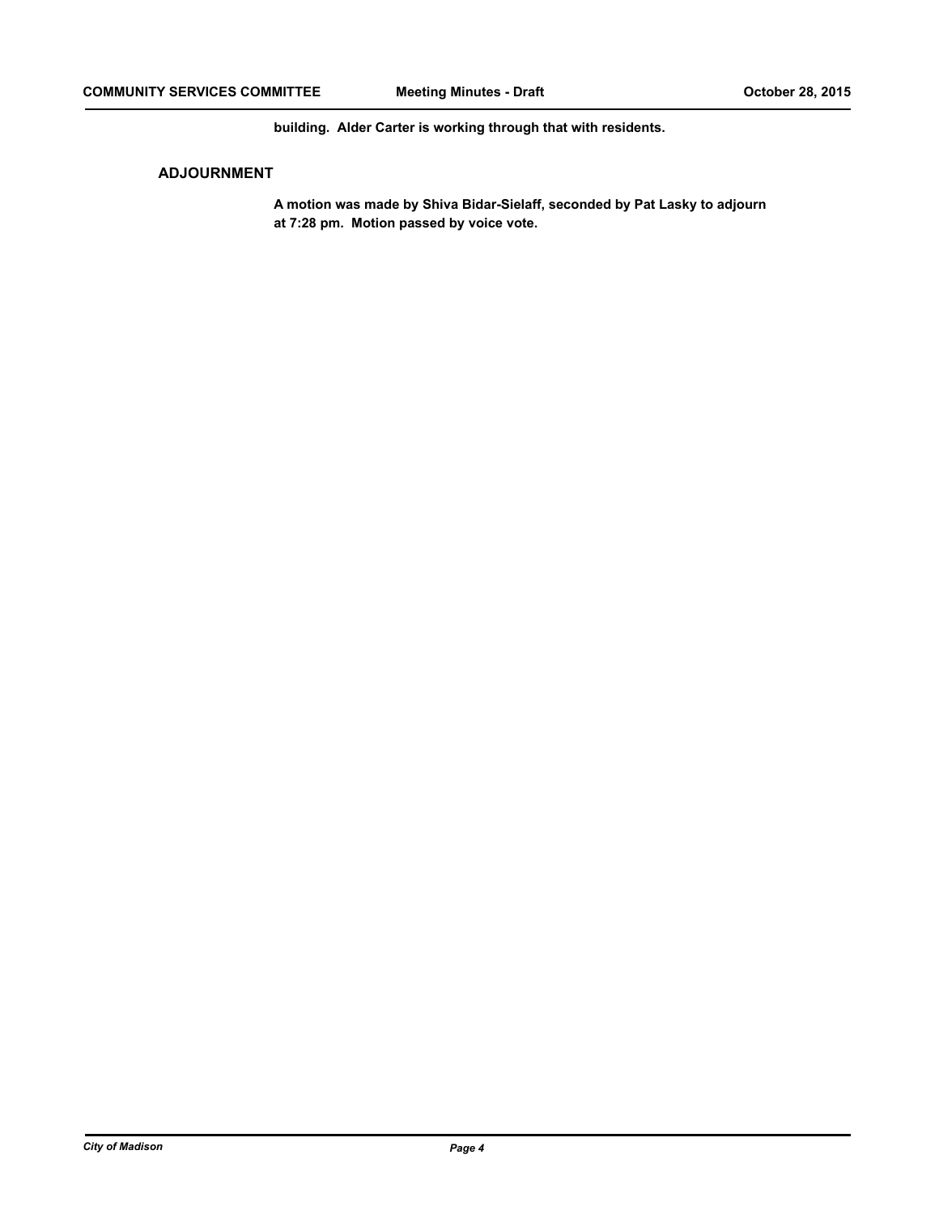**building. Alder Carter is working through that with residents.**

## ADJOURNMENT

**A motion was made by Shiva Bidar-Sielaff, seconded by Pat Lasky to adjourn at 7:28 pm. Motion passed by voice vote.**